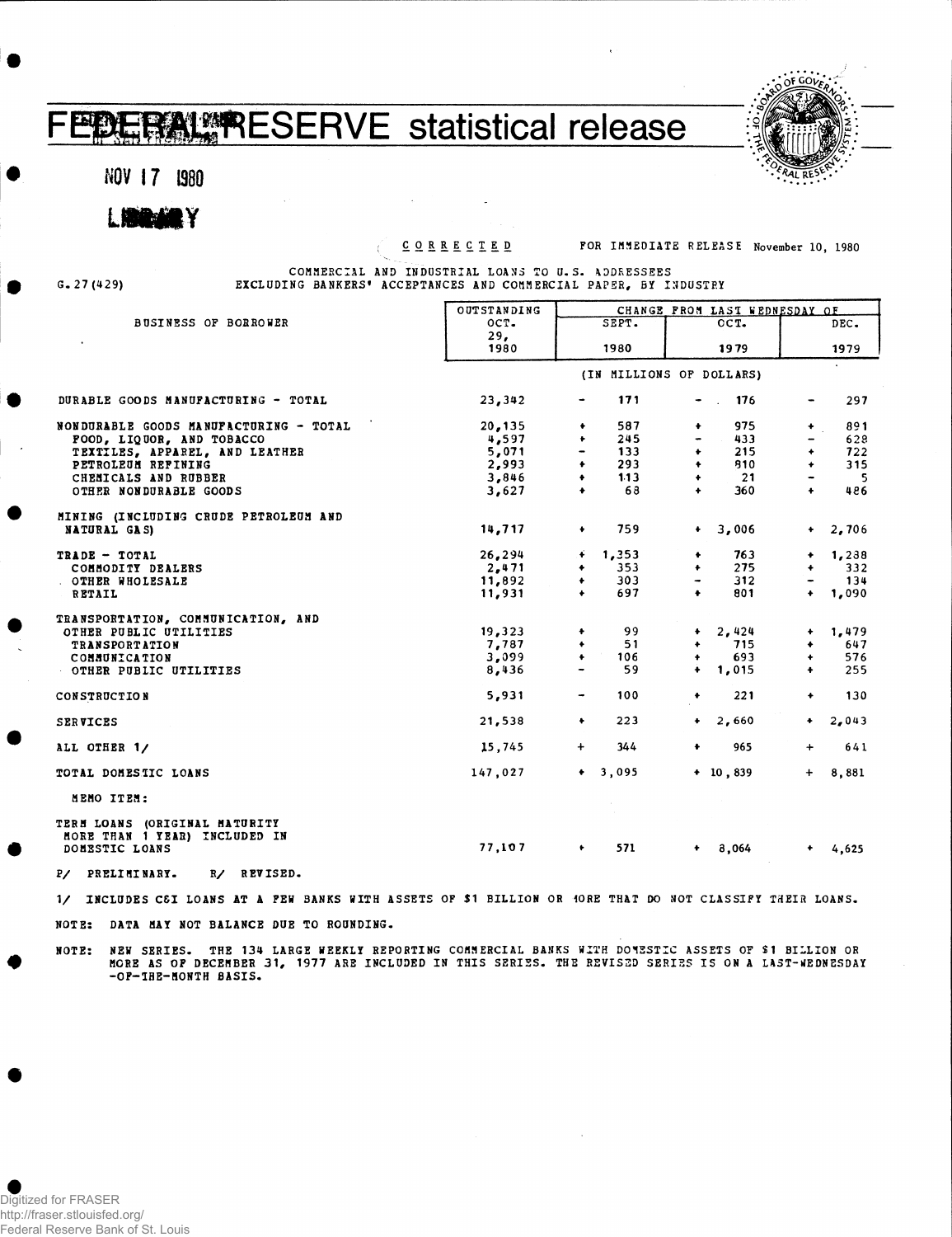# FEDERAL RESERVE statistical release

NOV 17 1980

LIBRARY

CORRECTED FOR IMMEDIATE RELEASE November 10, 1980

G.27 (429)

COMMERCIAL AND INDUSTRIAL LOANS TO U.S. ADDRESSEES
EXCLUDING BANKERS' ACCEPTANCES AND COMMERCIAL PAPER, BY INDUSTRY

| BUSINESS OF BORROWER | OUTSTANDING OCT. 29, 1980 | CHANGE FROM LAST WEDNESDAY OF SEPT. 1980 | OCT. 1979 | DEC. 1979 |
|---|---|---|---|---|
| | | (IN MILLIONS OF DOLLARS) | | |
| DURABLE GOODS MANUFACTURING - TOTAL | 23,342 | - 171 | - 176 | - 297 |
| NONDURABLE GOODS MANUFACTURING - TOTAL | 20,135 | + 587 | + 975 | + 891 |
| FOOD, LIQUOR, AND TOBACCO | 4,597 | + 245 | - 433 | - 628 |
| TEXTILES, APPAREL, AND LEATHER | 5,071 | - 133 | + 215 | + 722 |
| PETROLEUM REFINING | 2,993 | + 293 | + 810 | + 315 |
| CHEMICALS AND RUBBER | 3,846 | + 113 | + 21 | - 5 |
| OTHER NONDURABLE GOODS | 3,627 | + 68 | + 360 | + 486 |
| MINING (INCLUDING CRUDE PETROLEUM AND NATURAL GAS) | 14,717 | + 759 | + 3,006 | + 2,706 |
| TRADE - TOTAL | 26,294 | + 1,353 | + 763 | + 1,288 |
| COMMODITY DEALERS | 2,471 | + 353 | + 275 | + 332 |
| OTHER WHOLESALE | 11,892 | + 303 | - 312 | - 134 |
| RETAIL | 11,931 | + 697 | + 801 | + 1,090 |
| TRANSPORTATION, COMMUNICATION, AND OTHER PUBLIC UTILITIES | 19,323 | + 99 | + 2,424 | + 1,479 |
| TRANSPORTATION | 7,787 | + 51 | + 715 | + 647 |
| COMMUNICATION | 3,099 | + 106 | + 693 | + 576 |
| OTHER PUBLIC UTILITIES | 8,436 | - 59 | + 1,015 | + 255 |
| CONSTRUCTION | 5,931 | - 100 | + 221 | + 130 |
| SERVICES | 21,538 | + 223 | + 2,660 | + 2,043 |
| ALL OTHER 1/ | 15,745 | + 344 | + 965 | + 641 |
| TOTAL DOMESTIC LOANS | 147,027 | + 3,095 | + 10,839 | + 8,881 |
| MEMO ITEM: | | | | |
| TERM LOANS (ORIGINAL MATURITY MORE THAN 1 YEAR) INCLUDED IN DOMESTIC LOANS | 77,107 | + 571 | + 8,064 | + 4,625 |

P/ PRELIMINARY. R/ REVISED.

1/ INCLUDES C&I LOANS AT A FEW BANKS WITH ASSETS OF $1 BILLION OR MORE THAT DO NOT CLASSIFY THEIR LOANS.

NOTE: DATA MAY NOT BALANCE DUE TO ROUNDING.

NOTE: NEW SERIES. THE 134 LARGE WEEKLY REPORTING COMMERCIAL BANKS WITH DOMESTIC ASSETS OF $1 BILLION OR MORE AS OF DECEMBER 31, 1977 ARE INCLUDED IN THIS SERIES. THE REVISED SERIES IS ON A LAST-WEDNESDAY-OF-THE-MONTH BASIS.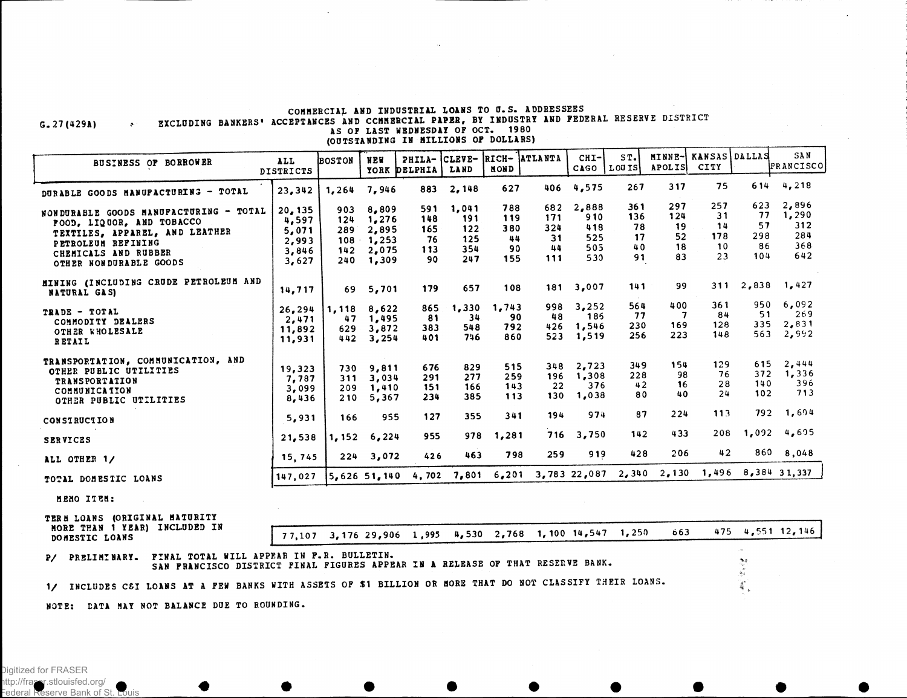G.27(429A)

COMMERCIAL AND INDUSTRIAL LOANS TO U.S. ADDRESSEES
EXCLUDING BANKERS' ACCEPTANCES AND COMMERCIAL PAPER, BY INDUSTRY AND FEDERAL RESERVE DISTRICT
AS OF LAST WEDNESDAY OF OCT. 1980
(OUTSTANDING IN MILLIONS OF DOLLARS)

| BUSINESS OF BORROWER | ALL DISTRICTS | BOSTON | NEW YORK | PHILA-DELPHIA | CLEVE-LAND | RICH-MOND | ATLANTA | CHI-CAGO | ST. LOUIS | MINNE-APOLIS | KANSAS CITY | DALLAS | SAN FRANCISCO |
|---|---|---|---|---|---|---|---|---|---|---|---|---|---|
| DURABLE GOODS MANUFACTURING - TOTAL | 23,342 | 1,264 | 7,946 | 883 | 2,148 | 627 | 406 | 4,575 | 267 | 317 | 75 | 614 | 4,218 |
| NONDURABLE GOODS MANUFACTURING - TOTAL | 20,135 | 903 | 8,809 | 591 | 1,041 | 788 | 682 | 2,888 | 361 | 297 | 257 | 623 | 2,896 |
| FOOD, LIQUOR, AND TOBACCO | 4,597 | 124 | 1,276 | 148 | 191 | 119 | 171 | 910 | 136 | 124 | 31 | 77 | 1,290 |
| TEXTILES, APPAREL, AND LEATHER | 5,071 | 289 | 2,895 | 165 | 122 | 380 | 324 | 418 | 78 | 19 | 14 | 57 | 312 |
| PETROLEUM REFINING | 2,993 | 108 | 1,253 | 76 | 125 | 44 | 31 | 525 | 17 | 52 | 178 | 298 | 284 |
| CHEMICALS AND RUBBER | 3,846 | 142 | 2,075 | 113 | 354 | 90 | 44 | 505 | 40 | 18 | 10 | 86 | 368 |
| OTHER NONDURABLE GOODS | 3,627 | 240 | 1,309 | 90 | 247 | 155 | 111 | 530 | 91 | 83 | 23 | 104 | 642 |
| MINING (INCLUDING CRUDE PETROLEUM AND NATURAL GAS) | 14,717 | 69 | 5,701 | 179 | 657 | 108 | 181 | 3,007 | 141 | 99 | 311 | 2,838 | 1,427 |
| TRADE - TOTAL | 26,294 | 1,118 | 8,622 | 865 | 1,330 | 1,743 | 998 | 3,252 | 564 | 400 | 361 | 950 | 6,092 |
| COMMODITY DEALERS | 2,471 | 47 | 1,495 | 81 | 34 | 90 | 48 | 186 | 77 | 7 | 84 | 51 | 269 |
| OTHER WHOLESALE | 11,892 | 629 | 3,872 | 383 | 548 | 792 | 426 | 1,546 | 230 | 169 | 128 | 335 | 2,831 |
| RETAIL | 11,931 | 442 | 3,254 | 401 | 746 | 860 | 523 | 1,519 | 256 | 223 | 148 | 563 | 2,992 |
| TRANSPORTATION, COMMUNICATION, AND OTHER PUBLIC UTILITIES | 19,323 | 730 | 9,811 | 676 | 829 | 515 | 348 | 2,723 | 349 | 154 | 129 | 615 | 2,444 |
| TRANSPORTATION | 7,787 | 311 | 3,034 | 291 | 277 | 259 | 196 | 1,308 | 228 | 98 | 76 | 372 | 1,336 |
| COMMUNICATION | 3,099 | 209 | 1,410 | 151 | 166 | 143 | 22 | 376 | 42 | 16 | 28 | 140 | 396 |
| OTHER PUBLIC UTILITIES | 8,436 | 210 | 5,367 | 234 | 385 | 113 | 130 | 1,038 | 80 | 40 | 24 | 102 | 713 |
| CONSTRUCTION | 5,931 | 166 | 955 | 127 | 355 | 341 | 194 | 974 | 87 | 224 | 113 | 792 | 1,604 |
| SERVICES | 21,538 | 1,152 | 6,224 | 955 | 978 | 1,281 | 716 | 3,750 | 142 | 433 | 208 | 1,092 | 4,605 |
| ALL OTHER 1/ | 15,745 | 224 | 3,072 | 426 | 463 | 798 | 259 | 919 | 428 | 206 | 42 | 860 | 8,048 |
| TOTAL DOMESTIC LOANS | 147,027 | 5,626 | 51,140 | 4,702 | 7,801 | 6,201 | 3,783 | 22,087 | 2,340 | 2,130 | 1,496 | 8,384 | 31,337 |
| MEMO ITEM: | | | | | | | | | | | | | |
| TERM LOANS (ORIGINAL MATURITY MORE THAN 1 YEAR) INCLUDED IN DOMESTIC LOANS | 77,107 | 3,176 | 29,906 | 1,995 | 4,530 | 2,768 | 1,100 | 14,547 | 1,250 | 663 | 475 | 4,551 | 12,146 |

P/ PRELIMINARY. FINAL TOTAL WILL APPEAR IN F.R. BULLETIN.
SAN FRANCISCO DISTRICT FINAL FIGURES APPEAR IN A RELEASE OF THAT RESERVE BANK.

1/ INCLUDES C&I LOANS AT A FEW BANKS WITH ASSETS OF $1 BILLION OR MORE THAT DO NOT CLASSIFY THEIR LOANS.

NOTE: DATA MAY NOT BALANCE DUE TO ROUNDING.